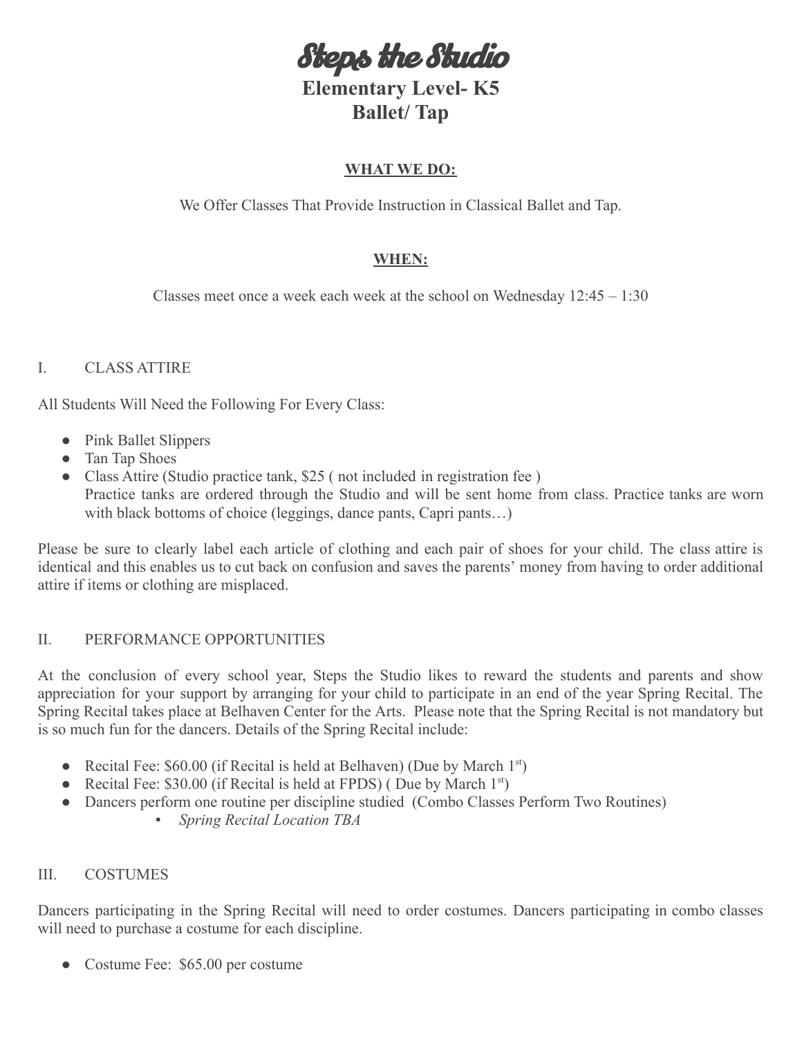# Steps the Studio

## Elementary Level- K5
## Ballet/ Tap

**WHAT WE DO:**

We Offer Classes That Provide Instruction in Classical Ballet and Tap.

**WHEN:**

Classes meet once a week each week at the school on Wednesday 12:45 – 1:30

### I. CLASS ATTIRE

All Students Will Need the Following For Every Class:

- Pink Ballet Slippers
- Tan Tap Shoes
- Class Attire (Studio practice tank, $25 ( not included in registration fee )
  Practice tanks are ordered through the Studio and will be sent home from class. Practice tanks are worn with black bottoms of choice (leggings, dance pants, Capri pants…)

Please be sure to clearly label each article of clothing and each pair of shoes for your child. The class attire is identical and this enables us to cut back on confusion and saves the parents' money from having to order additional attire if items or clothing are misplaced.

### II. PERFORMANCE OPPORTUNITIES

At the conclusion of every school year, Steps the Studio likes to reward the students and parents and show appreciation for your support by arranging for your child to participate in an end of the year Spring Recital. The Spring Recital takes place at Belhaven Center for the Arts. Please note that the Spring Recital is not mandatory but is so much fun for the dancers. Details of the Spring Recital include:

- Recital Fee: $60.00 (if Recital is held at Belhaven) (Due by March 1st)
- Recital Fee: $30.00 (if Recital is held at FPDS) ( Due by March 1st)
- Dancers perform one routine per discipline studied (Combo Classes Perform Two Routines)
  - *Spring Recital Location TBA*

### III. COSTUMES

Dancers participating in the Spring Recital will need to order costumes. Dancers participating in combo classes will need to purchase a costume for each discipline.

- Costume Fee: $65.00 per costume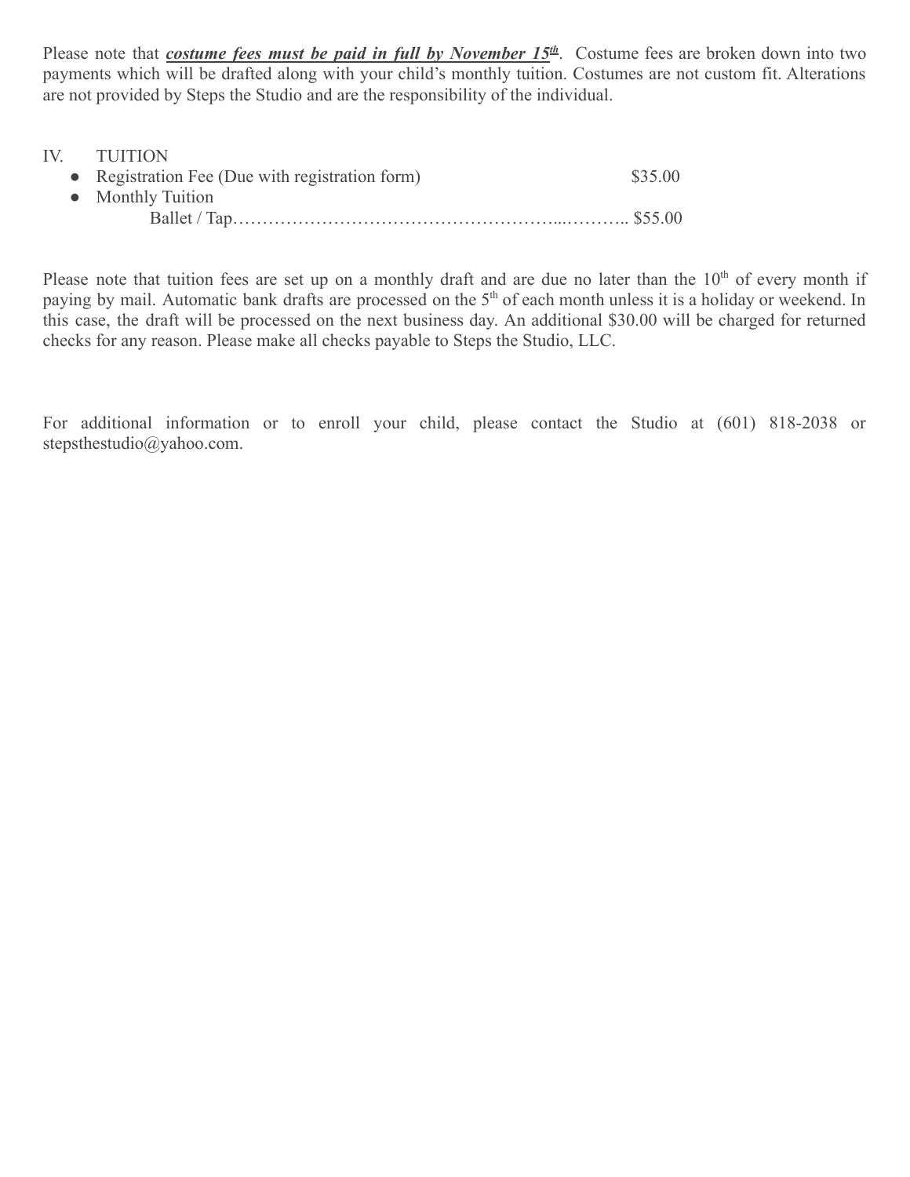Please note that ***costume fees must be paid in full by November 15th***. Costume fees are broken down into two payments which will be drafted along with your child's monthly tuition. Costumes are not custom fit. Alterations are not provided by Steps the Studio and are the responsibility of the individual.

IV. TUITION

- Registration Fee (Due with registration form) $35.00
- Monthly Tuition
  - Ballet / Tap…………………………………………………...……….. $55.00

Please note that tuition fees are set up on a monthly draft and are due no later than the 10th of every month if paying by mail. Automatic bank drafts are processed on the 5th of each month unless it is a holiday or weekend. In this case, the draft will be processed on the next business day. An additional $30.00 will be charged for returned checks for any reason. Please make all checks payable to Steps the Studio, LLC.

For additional information or to enroll your child, please contact the Studio at (601) 818-2038 or stepsthestudio@yahoo.com.